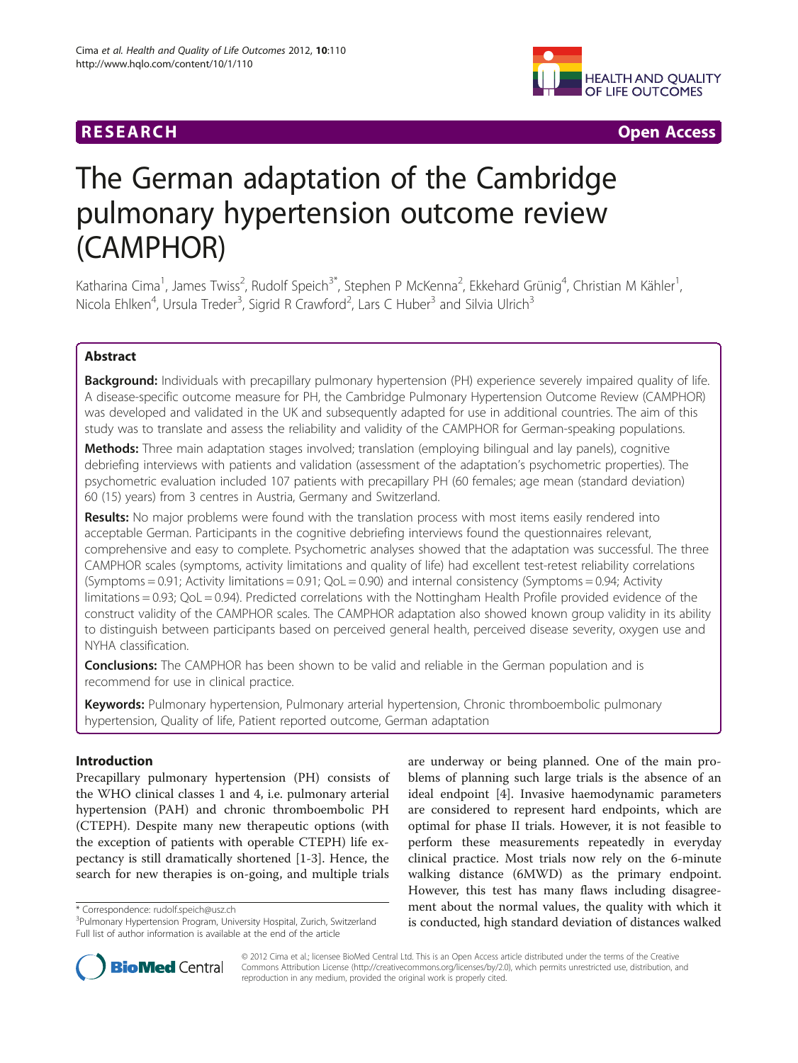**RESEARCH** **Open Access**

# The German adaptation of the Cambridge pulmonary hypertension outcome review (CAMPHOR)

Katharina Cima[1], James Twiss[2], Rudolf Speich[3*], Stephen P McKenna[2], Ekkehard Grünig[4], Christian M Kähler[1], Nicola Ehlken[4], Ursula Treder[3], Sigrid R Crawford[2], Lars C Huber[3] and Silvia Ulrich[3]

## Abstract

**Background:** Individuals with precapillary pulmonary hypertension (PH) experience severely impaired quality of life. A disease-specific outcome measure for PH, the Cambridge Pulmonary Hypertension Outcome Review (CAMPHOR) was developed and validated in the UK and subsequently adapted for use in additional countries. The aim of this study was to translate and assess the reliability and validity of the CAMPHOR for German-speaking populations.

**Methods:** Three main adaptation stages involved; translation (employing bilingual and lay panels), cognitive debriefing interviews with patients and validation (assessment of the adaptation's psychometric properties). The psychometric evaluation included 107 patients with precapillary PH (60 females; age mean (standard deviation) 60 (15) years) from 3 centres in Austria, Germany and Switzerland.

**Results:** No major problems were found with the translation process with most items easily rendered into acceptable German. Participants in the cognitive debriefing interviews found the questionnaires relevant, comprehensive and easy to complete. Psychometric analyses showed that the adaptation was successful. The three CAMPHOR scales (symptoms, activity limitations and quality of life) had excellent test-retest reliability correlations (Symptoms = 0.91; Activity limitations = 0.91; QoL = 0.90) and internal consistency (Symptoms = 0.94; Activity limitations = 0.93; QoL = 0.94). Predicted correlations with the Nottingham Health Profile provided evidence of the construct validity of the CAMPHOR scales. The CAMPHOR adaptation also showed known group validity in its ability to distinguish between participants based on perceived general health, perceived disease severity, oxygen use and NYHA classification.

**Conclusions:** The CAMPHOR has been shown to be valid and reliable in the German population and is recommend for use in clinical practice.

**Keywords:** Pulmonary hypertension, Pulmonary arterial hypertension, Chronic thromboembolic pulmonary hypertension, Quality of life, Patient reported outcome, German adaptation

## Introduction

Precapillary pulmonary hypertension (PH) consists of the WHO clinical classes 1 and 4, i.e. pulmonary arterial hypertension (PAH) and chronic thromboembolic PH (CTEPH). Despite many new therapeutic options (with the exception of patients with operable CTEPH) life expectancy is still dramatically shortened [1-3]. Hence, the search for new therapies is on-going, and multiple trials are underway or being planned. One of the main problems of planning such large trials is the absence of an ideal endpoint [4]. Invasive haemodynamic parameters are considered to represent hard endpoints, which are optimal for phase II trials. However, it is not feasible to perform these measurements repeatedly in everyday clinical practice. Most trials now rely on the 6-minute walking distance (6MWD) as the primary endpoint. However, this test has many flaws including disagreement about the normal values, the quality with which it is conducted, high standard deviation of distances walked

\* Correspondence: rudolf.speich@usz.ch
[3]Pulmonary Hypertension Program, University Hospital, Zurich, Switzerland
Full list of author information is available at the end of the article

© 2012 Cima et al.; licensee BioMed Central Ltd. This is an Open Access article distributed under the terms of the Creative Commons Attribution License (http://creativecommons.org/licenses/by/2.0), which permits unrestricted use, distribution, and reproduction in any medium, provided the original work is properly cited.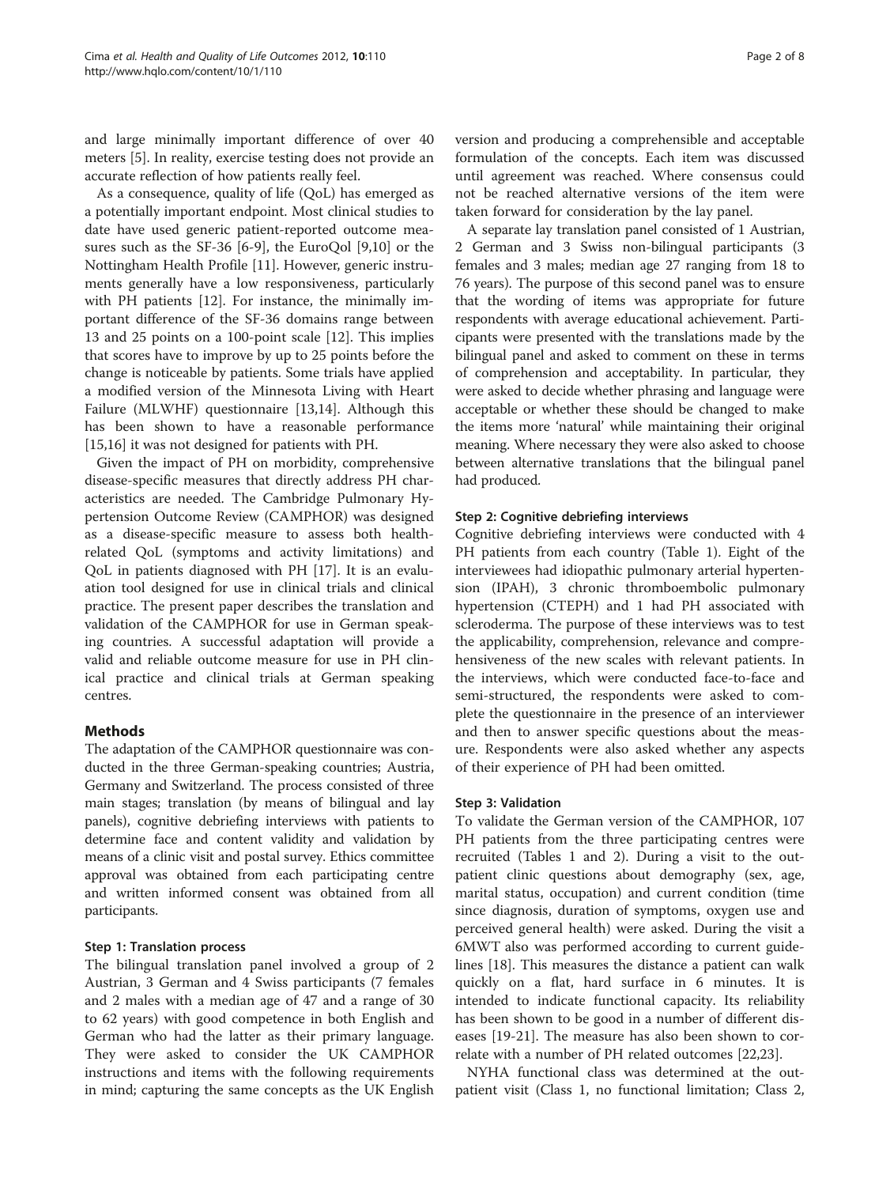and large minimally important difference of over 40 meters [5]. In reality, exercise testing does not provide an accurate reflection of how patients really feel.

As a consequence, quality of life (QoL) has emerged as a potentially important endpoint. Most clinical studies to date have used generic patient-reported outcome measures such as the SF-36 [6-9], the EuroQol [9,10] or the Nottingham Health Profile [11]. However, generic instruments generally have a low responsiveness, particularly with PH patients [12]. For instance, the minimally important difference of the SF-36 domains range between 13 and 25 points on a 100-point scale [12]. This implies that scores have to improve by up to 25 points before the change is noticeable by patients. Some trials have applied a modified version of the Minnesota Living with Heart Failure (MLWHF) questionnaire [13,14]. Although this has been shown to have a reasonable performance [15,16] it was not designed for patients with PH.

Given the impact of PH on morbidity, comprehensive disease-specific measures that directly address PH characteristics are needed. The Cambridge Pulmonary Hypertension Outcome Review (CAMPHOR) was designed as a disease-specific measure to assess both health-related QoL (symptoms and activity limitations) and QoL in patients diagnosed with PH [17]. It is an evaluation tool designed for use in clinical trials and clinical practice. The present paper describes the translation and validation of the CAMPHOR for use in German speaking countries. A successful adaptation will provide a valid and reliable outcome measure for use in PH clinical practice and clinical trials at German speaking centres.

## Methods

The adaptation of the CAMPHOR questionnaire was conducted in the three German-speaking countries; Austria, Germany and Switzerland. The process consisted of three main stages; translation (by means of bilingual and lay panels), cognitive debriefing interviews with patients to determine face and content validity and validation by means of a clinic visit and postal survey. Ethics committee approval was obtained from each participating centre and written informed consent was obtained from all participants.

### Step 1: Translation process

The bilingual translation panel involved a group of 2 Austrian, 3 German and 4 Swiss participants (7 females and 2 males with a median age of 47 and a range of 30 to 62 years) with good competence in both English and German who had the latter as their primary language. They were asked to consider the UK CAMPHOR instructions and items with the following requirements in mind; capturing the same concepts as the UK English version and producing a comprehensible and acceptable formulation of the concepts. Each item was discussed until agreement was reached. Where consensus could not be reached alternative versions of the item were taken forward for consideration by the lay panel.

A separate lay translation panel consisted of 1 Austrian, 2 German and 3 Swiss non-bilingual participants (3 females and 3 males; median age 27 ranging from 18 to 76 years). The purpose of this second panel was to ensure that the wording of items was appropriate for future respondents with average educational achievement. Participants were presented with the translations made by the bilingual panel and asked to comment on these in terms of comprehension and acceptability. In particular, they were asked to decide whether phrasing and language were acceptable or whether these should be changed to make the items more 'natural' while maintaining their original meaning. Where necessary they were also asked to choose between alternative translations that the bilingual panel had produced.

### Step 2: Cognitive debriefing interviews

Cognitive debriefing interviews were conducted with 4 PH patients from each country (Table 1). Eight of the interviewees had idiopathic pulmonary arterial hypertension (IPAH), 3 chronic thromboembolic pulmonary hypertension (CTEPH) and 1 had PH associated with scleroderma. The purpose of these interviews was to test the applicability, comprehension, relevance and comprehensiveness of the new scales with relevant patients. In the interviews, which were conducted face-to-face and semi-structured, the respondents were asked to complete the questionnaire in the presence of an interviewer and then to answer specific questions about the measure. Respondents were also asked whether any aspects of their experience of PH had been omitted.

### Step 3: Validation

To validate the German version of the CAMPHOR, 107 PH patients from the three participating centres were recruited (Tables 1 and 2). During a visit to the outpatient clinic questions about demography (sex, age, marital status, occupation) and current condition (time since diagnosis, duration of symptoms, oxygen use and perceived general health) were asked. During the visit a 6MWT also was performed according to current guidelines [18]. This measures the distance a patient can walk quickly on a flat, hard surface in 6 minutes. It is intended to indicate functional capacity. Its reliability has been shown to be good in a number of different diseases [19-21]. The measure has also been shown to correlate with a number of PH related outcomes [22,23].

NYHA functional class was determined at the outpatient visit (Class 1, no functional limitation; Class 2,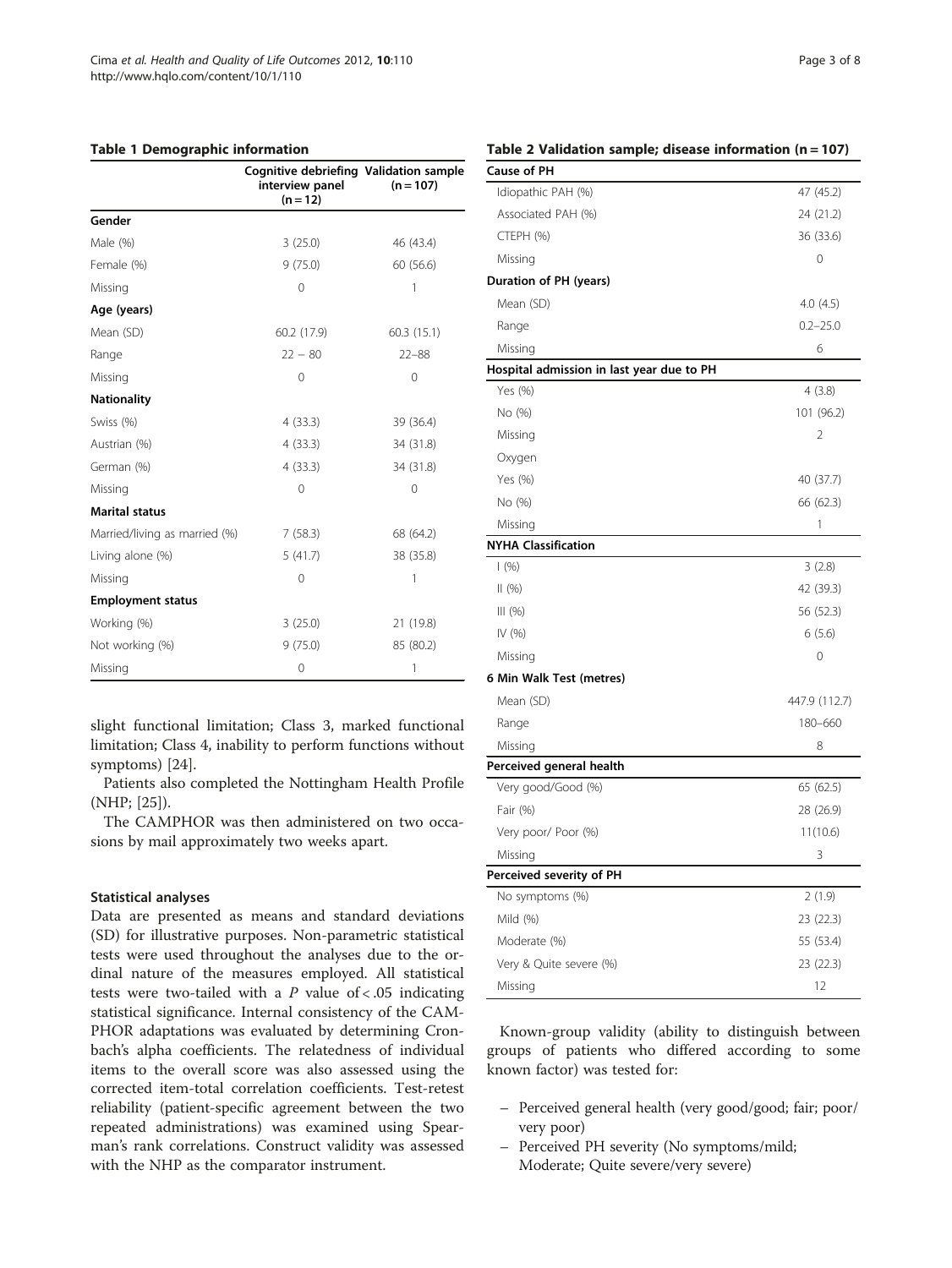**Table 1 Demographic information**

| | Cognitive debriefing interview panel (n = 12) | Validation sample (n = 107) |
|---|---|---|
| **Gender** | | |
| Male (%) | 3 (25.0) | 46 (43.4) |
| Female (%) | 9 (75.0) | 60 (56.6) |
| Missing | 0 | 1 |
| **Age (years)** | | |
| Mean (SD) | 60.2 (17.9) | 60.3 (15.1) |
| Range | 22 – 80 | 22–88 |
| Missing | 0 | 0 |
| **Nationality** | | |
| Swiss (%) | 4 (33.3) | 39 (36.4) |
| Austrian (%) | 4 (33.3) | 34 (31.8) |
| German (%) | 4 (33.3) | 34 (31.8) |
| Missing | 0 | 0 |
| **Marital status** | | |
| Married/living as married (%) | 7 (58.3) | 68 (64.2) |
| Living alone (%) | 5 (41.7) | 38 (35.8) |
| Missing | 0 | 1 |
| **Employment status** | | |
| Working (%) | 3 (25.0) | 21 (19.8) |
| Not working (%) | 9 (75.0) | 85 (80.2) |
| Missing | 0 | 1 |

**Table 2 Validation sample; disease information (n = 107)**

| Cause of PH | |
|---|---|
| Idiopathic PAH (%) | 47 (45.2) |
| Associated PAH (%) | 24 (21.2) |
| CTEPH (%) | 36 (33.6) |
| Missing | 0 |
| **Duration of PH (years)** | |
| Mean (SD) | 4.0 (4.5) |
| Range | 0.2–25.0 |
| Missing | 6 |
| **Hospital admission in last year due to PH** | |
| Yes (%) | 4 (3.8) |
| No (%) | 101 (96.2) |
| Missing | 2 |
| Oxygen | |
| Yes (%) | 40 (37.7) |
| No (%) | 66 (62.3) |
| Missing | 1 |
| **NYHA Classification** | |
| I (%) | 3 (2.8) |
| II (%) | 42 (39.3) |
| III (%) | 56 (52.3) |
| IV (%) | 6 (5.6) |
| Missing | 0 |
| **6 Min Walk Test (metres)** | |
| Mean (SD) | 447.9 (112.7) |
| Range | 180–660 |
| Missing | 8 |
| **Perceived general health** | |
| Very good/Good (%) | 65 (62.5) |
| Fair (%) | 28 (26.9) |
| Very poor/ Poor (%) | 11(10.6) |
| Missing | 3 |
| **Perceived severity of PH** | |
| No symptoms (%) | 2 (1.9) |
| Mild (%) | 23 (22.3) |
| Moderate (%) | 55 (53.4) |
| Very & Quite severe (%) | 23 (22.3) |
| Missing | 12 |

slight functional limitation; Class 3, marked functional limitation; Class 4, inability to perform functions without symptoms) [24].

Patients also completed the Nottingham Health Profile (NHP; [25]).

The CAMPHOR was then administered on two occasions by mail approximately two weeks apart.

### Statistical analyses

Data are presented as means and standard deviations (SD) for illustrative purposes. Non-parametric statistical tests were used throughout the analyses due to the ordinal nature of the measures employed. All statistical tests were two-tailed with a $P$ value of $< .05$ indicating statistical significance. Internal consistency of the CAMPHOR adaptations was evaluated by determining Cronbach's alpha coefficients. The relatedness of individual items to the overall score was also assessed using the corrected item-total correlation coefficients. Test-retest reliability (patient-specific agreement between the two repeated administrations) was examined using Spearman's rank correlations. Construct validity was assessed with the NHP as the comparator instrument.

Known-group validity (ability to distinguish between groups of patients who differed according to some known factor) was tested for:

- Perceived general health (very good/good; fair; poor/very poor)
- Perceived PH severity (No symptoms/mild; Moderate; Quite severe/very severe)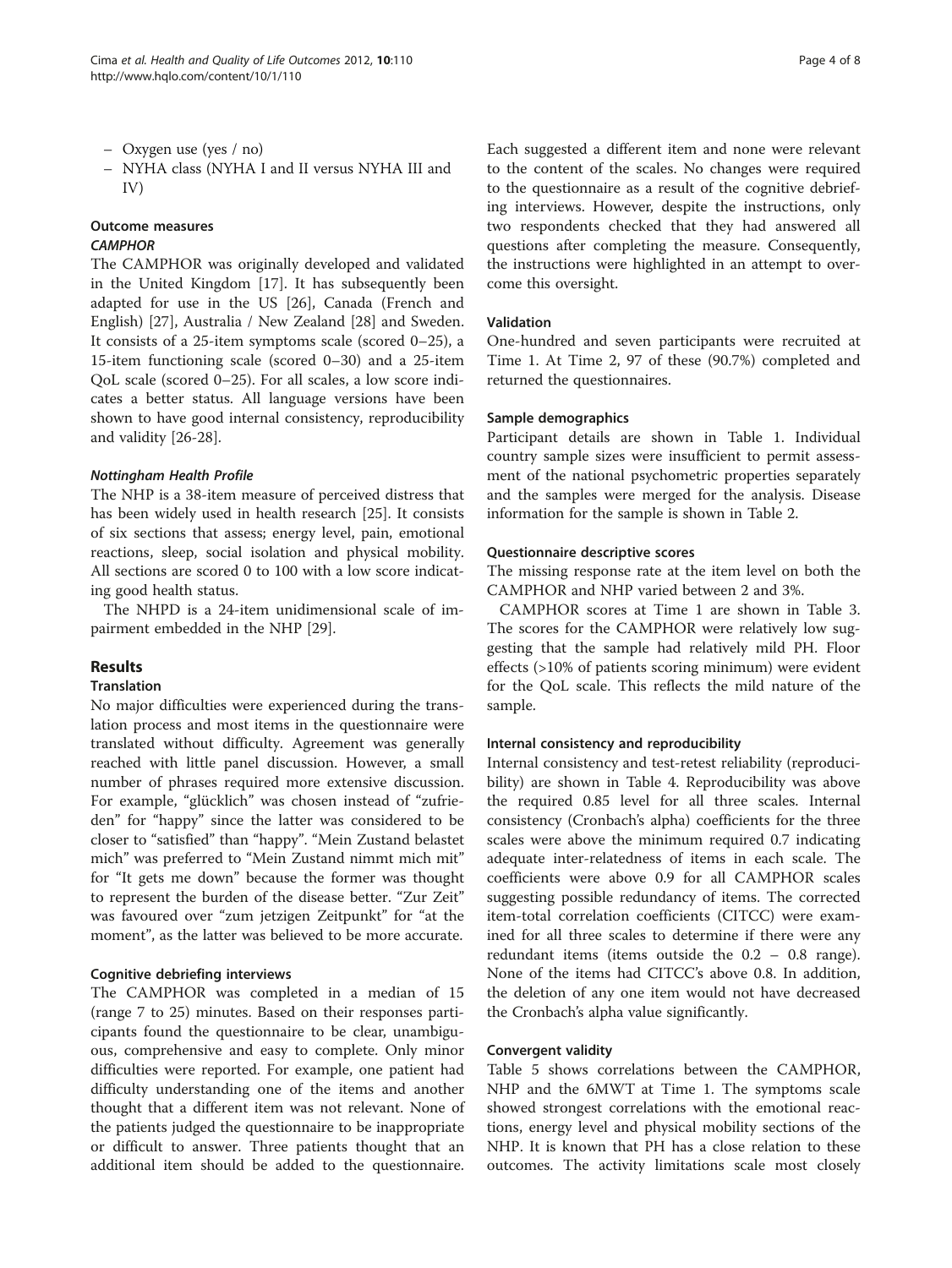– Oxygen use (yes / no)
– NYHA class (NYHA I and II versus NYHA III and IV)

### Outcome measures

#### *CAMPHOR*

The CAMPHOR was originally developed and validated in the United Kingdom [17]. It has subsequently been adapted for use in the US [26], Canada (French and English) [27], Australia / New Zealand [28] and Sweden. It consists of a 25-item symptoms scale (scored 0–25), a 15-item functioning scale (scored 0–30) and a 25-item QoL scale (scored 0–25). For all scales, a low score indicates a better status. All language versions have been shown to have good internal consistency, reproducibility and validity [26-28].

#### *Nottingham Health Profile*

The NHP is a 38-item measure of perceived distress that has been widely used in health research [25]. It consists of six sections that assess; energy level, pain, emotional reactions, sleep, social isolation and physical mobility. All sections are scored 0 to 100 with a low score indicating good health status.

The NHPD is a 24-item unidimensional scale of impairment embedded in the NHP [29].

## Results

### Translation

No major difficulties were experienced during the translation process and most items in the questionnaire were translated without difficulty. Agreement was generally reached with little panel discussion. However, a small number of phrases required more extensive discussion. For example, "glücklich" was chosen instead of "zufrieden" for "happy" since the latter was considered to be closer to "satisfied" than "happy". "Mein Zustand belastet mich" was preferred to "Mein Zustand nimmt mich mit" for "It gets me down" because the former was thought to represent the burden of the disease better. "Zur Zeit" was favoured over "zum jetzigen Zeitpunkt" for "at the moment", as the latter was believed to be more accurate.

### Cognitive debriefing interviews

The CAMPHOR was completed in a median of 15 (range 7 to 25) minutes. Based on their responses participants found the questionnaire to be clear, unambiguous, comprehensive and easy to complete. Only minor difficulties were reported. For example, one patient had difficulty understanding one of the items and another thought that a different item was not relevant. None of the patients judged the questionnaire to be inappropriate or difficult to answer. Three patients thought that an additional item should be added to the questionnaire. Each suggested a different item and none were relevant to the content of the scales. No changes were required to the questionnaire as a result of the cognitive debriefing interviews. However, despite the instructions, only two respondents checked that they had answered all questions after completing the measure. Consequently, the instructions were highlighted in an attempt to overcome this oversight.

### Validation

One-hundred and seven participants were recruited at Time 1. At Time 2, 97 of these (90.7%) completed and returned the questionnaires.

### Sample demographics

Participant details are shown in Table 1. Individual country sample sizes were insufficient to permit assessment of the national psychometric properties separately and the samples were merged for the analysis. Disease information for the sample is shown in Table 2.

### Questionnaire descriptive scores

The missing response rate at the item level on both the CAMPHOR and NHP varied between 2 and 3%.

CAMPHOR scores at Time 1 are shown in Table 3. The scores for the CAMPHOR were relatively low suggesting that the sample had relatively mild PH. Floor effects (>10% of patients scoring minimum) were evident for the QoL scale. This reflects the mild nature of the sample.

### Internal consistency and reproducibility

Internal consistency and test-retest reliability (reproducibility) are shown in Table 4. Reproducibility was above the required 0.85 level for all three scales. Internal consistency (Cronbach's alpha) coefficients for the three scales were above the minimum required 0.7 indicating adequate inter-relatedness of items in each scale. The coefficients were above 0.9 for all CAMPHOR scales suggesting possible redundancy of items. The corrected item-total correlation coefficients (CITCC) were examined for all three scales to determine if there were any redundant items (items outside the 0.2 – 0.8 range). None of the items had CITCC's above 0.8. In addition, the deletion of any one item would not have decreased the Cronbach's alpha value significantly.

### Convergent validity

Table 5 shows correlations between the CAMPHOR, NHP and the 6MWT at Time 1. The symptoms scale showed strongest correlations with the emotional reactions, energy level and physical mobility sections of the NHP. It is known that PH has a close relation to these outcomes. The activity limitations scale most closely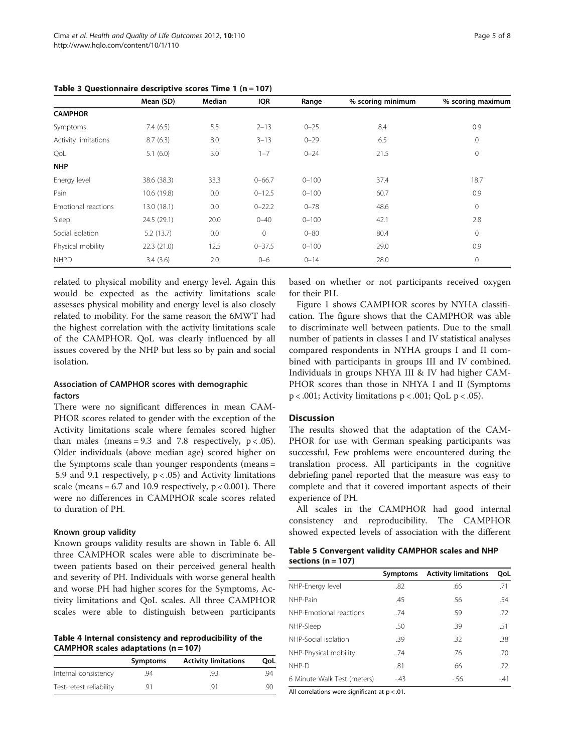**Table 3 Questionnaire descriptive scores Time 1 (n = 107)**

| | Mean (SD) | Median | IQR | Range | % scoring minimum | % scoring maximum |
|---|---|---|---|---|---|---|
| **CAMPHOR** | | | | | | |
| Symptoms | 7.4 (6.5) | 5.5 | 2–13 | 0–25 | 8.4 | 0.9 |
| Activity limitations | 8.7 (6.3) | 8.0 | 3–13 | 0–29 | 6.5 | 0 |
| QoL | 5.1 (6.0) | 3.0 | 1–7 | 0–24 | 21.5 | 0 |
| **NHP** | | | | | | |
| Energy level | 38.6 (38.3) | 33.3 | 0–66.7 | 0–100 | 37.4 | 18.7 |
| Pain | 10.6 (19.8) | 0.0 | 0–12.5 | 0–100 | 60.7 | 0.9 |
| Emotional reactions | 13.0 (18.1) | 0.0 | 0–22.2 | 0–78 | 48.6 | 0 |
| Sleep | 24.5 (29.1) | 20.0 | 0–40 | 0–100 | 42.1 | 2.8 |
| Social isolation | 5.2 (13.7) | 0.0 | 0 | 0–80 | 80.4 | 0 |
| Physical mobility | 22.3 (21.0) | 12.5 | 0–37.5 | 0–100 | 29.0 | 0.9 |
| NHPD | 3.4 (3.6) | 2.0 | 0–6 | 0–14 | 28.0 | 0 |

related to physical mobility and energy level. Again this would be expected as the activity limitations scale assesses physical mobility and energy level is also closely related to mobility. For the same reason the 6MWT had the highest correlation with the activity limitations scale of the CAMPHOR. QoL was clearly influenced by all issues covered by the NHP but less so by pain and social isolation.

### Association of CAMPHOR scores with demographic factors

There were no significant differences in mean CAMPHOR scores related to gender with the exception of the Activity limitations scale where females scored higher than males (means = 9.3 and 7.8 respectively, $p < .05$). Older individuals (above median age) scored higher on the Symptoms scale than younger respondents (means = 5.9 and 9.1 respectively, $p < .05$) and Activity limitations scale (means = 6.7 and 10.9 respectively, $p < 0.001$). There were no differences in CAMPHOR scale scores related to duration of PH.

#### Known group validity

Known groups validity results are shown in Table 6. All three CAMPHOR scales were able to discriminate between patients based on their perceived general health and severity of PH. Individuals with worse general health and worse PH had higher scores for the Symptoms, Activity limitations and QoL scales. All three CAMPHOR scales were able to distinguish between participants based on whether or not participants received oxygen for their PH.

Figure 1 shows CAMPHOR scores by NYHA classification. The figure shows that the CAMPHOR was able to discriminate well between patients. Due to the small number of patients in classes I and IV statistical analyses compared respondents in NYHA groups I and II combined with participants in groups III and IV combined. Individuals in groups NHYA III & IV had higher CAMPHOR scores than those in NHYA I and II (Symptoms $p < .001$; Activity limitations $p < .001$; QoL $p < .05$).

**Table 4 Internal consistency and reproducibility of the CAMPHOR scales adaptations (n = 107)**

| | Symptoms | Activity limitations | QoL |
|---|---|---|---|
| Internal consistency | .94 | .93 | .94 |
| Test-retest reliability | .91 | .91 | .90 |

## Discussion

The results showed that the adaptation of the CAMPHOR for use with German speaking participants was successful. Few problems were encountered during the translation process. All participants in the cognitive debriefing panel reported that the measure was easy to complete and that it covered important aspects of their experience of PH.

All scales in the CAMPHOR had good internal consistency and reproducibility. The CAMPHOR showed expected levels of association with the different

**Table 5 Convergent validity CAMPHOR scales and NHP sections (n = 107)**

| | Symptoms | Activity limitations | QoL |
|---|---|---|---|
| NHP-Energy level | .82 | .66 | .71 |
| NHP-Pain | .45 | .56 | .54 |
| NHP-Emotional reactions | .74 | .59 | .72 |
| NHP-Sleep | .50 | .39 | .51 |
| NHP-Social isolation | .39 | .32 | .38 |
| NHP-Physical mobility | .74 | .76 | .70 |
| NHP-D | .81 | .66 | .72 |
| 6 Minute Walk Test (meters) | -.43 | -.56 | -.41 |

All correlations were significant at $p < .01$.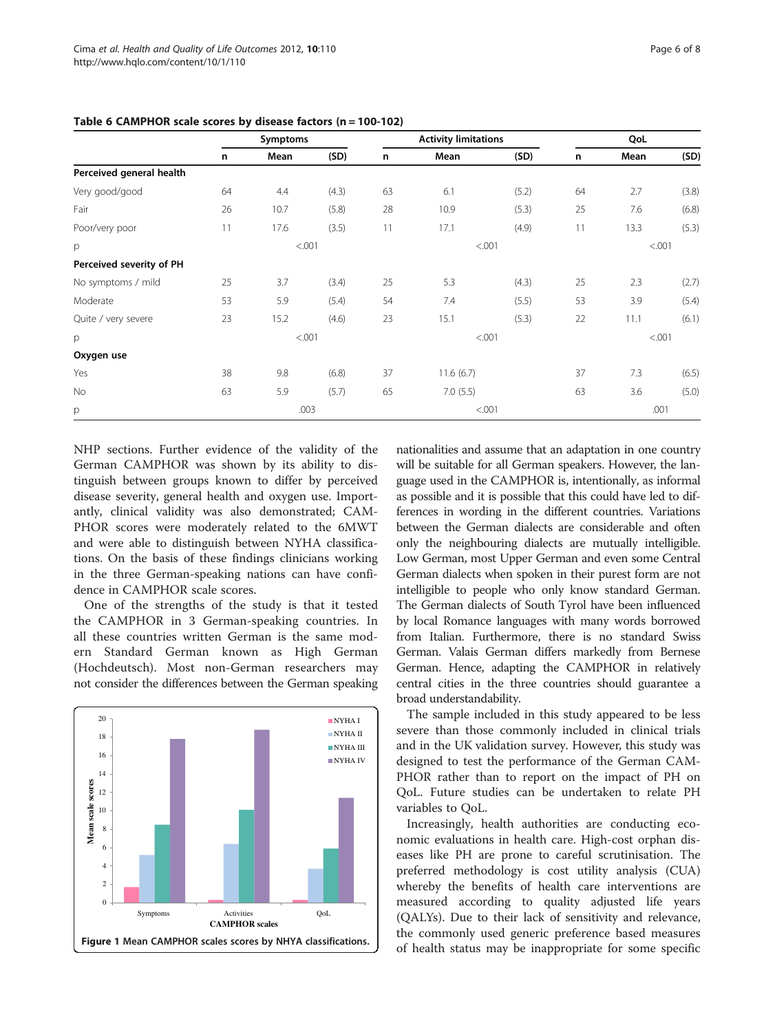**Table 6 CAMPHOR scale scores by disease factors (n = 100-102)**

| | Symptoms | | | Activity limitations | | | QoL | | |
|---|---|---|---|---|---|---|---|---|---|
| | n | Mean | (SD) | n | Mean | (SD) | n | Mean | (SD) |
| **Perceived general health** | | | | | | | | | |
| Very good/good | 64 | 4.4 | (4.3) | 63 | 6.1 | (5.2) | 64 | 2.7 | (3.8) |
| Fair | 26 | 10.7 | (5.8) | 28 | 10.9 | (5.3) | 25 | 7.6 | (6.8) |
| Poor/very poor | 11 | 17.6 | (3.5) | 11 | 17.1 | (4.9) | 11 | 13.3 | (5.3) |
| p | | <.001 | | | <.001 | | | <.001 | |
| **Perceived severity of PH** | | | | | | | | | |
| No symptoms / mild | 25 | 3.7 | (3.4) | 25 | 5.3 | (4.3) | 25 | 2.3 | (2.7) |
| Moderate | 53 | 5.9 | (5.4) | 54 | 7.4 | (5.5) | 53 | 3.9 | (5.4) |
| Quite / very severe | 23 | 15.2 | (4.6) | 23 | 15.1 | (5.3) | 22 | 11.1 | (6.1) |
| p | | <.001 | | | <.001 | | | <.001 | |
| **Oxygen use** | | | | | | | | | |
| Yes | 38 | 9.8 | (6.8) | 37 | 11.6 (6.7) | | 37 | 7.3 | (6.5) |
| No | 63 | 5.9 | (5.7) | 65 | 7.0 (5.5) | | 63 | 3.6 | (5.0) |
| p | | .003 | | | <.001 | | | .001 | |

NHP sections. Further evidence of the validity of the German CAMPHOR was shown by its ability to distinguish between groups known to differ by perceived disease severity, general health and oxygen use. Importantly, clinical validity was also demonstrated; CAMPHOR scores were moderately related to the 6MWT and were able to distinguish between NYHA classifications. On the basis of these findings clinicians working in the three German-speaking nations can have confidence in CAMPHOR scale scores.

One of the strengths of the study is that it tested the CAMPHOR in 3 German-speaking countries. In all these countries written German is the same modern Standard German known as High German (Hochdeutsch). Most non-German researchers may not consider the differences between the German speaking nationalities and assume that an adaptation in one country will be suitable for all German speakers. However, the language used in the CAMPHOR is, intentionally, as informal as possible and it is possible that this could have led to differences in wording in the different countries. Variations between the German dialects are considerable and often only the neighbouring dialects are mutually intelligible. Low German, most Upper German and even some Central German dialects when spoken in their purest form are not intelligible to people who only know standard German. The German dialects of South Tyrol have been influenced by local Romance languages with many words borrowed from Italian. Furthermore, there is no standard Swiss German. Valais German differs markedly from Bernese German. Hence, adapting the CAMPHOR in relatively central cities in the three countries should guarantee a broad understandability.

20
18
16
14
12
10
8
6
4
2
0
Mean scale scores
Symptoms
Activities
QoL
CAMPHOR scales
NYHA I
NYHA II
NYHA III
NYHA IV

**Figure 1** Mean CAMPHOR scales scores by NHYA classifications.

The sample included in this study appeared to be less severe than those commonly included in clinical trials and in the UK validation survey. However, this study was designed to test the performance of the German CAMPHOR rather than to report on the impact of PH on QoL. Future studies can be undertaken to relate PH variables to QoL.

Increasingly, health authorities are conducting economic evaluations in health care. High-cost orphan diseases like PH are prone to careful scrutinisation. The preferred methodology is cost utility analysis (CUA) whereby the benefits of health care interventions are measured according to quality adjusted life years (QALYs). Due to their lack of sensitivity and relevance, the commonly used generic preference based measures of health status may be inappropriate for some specific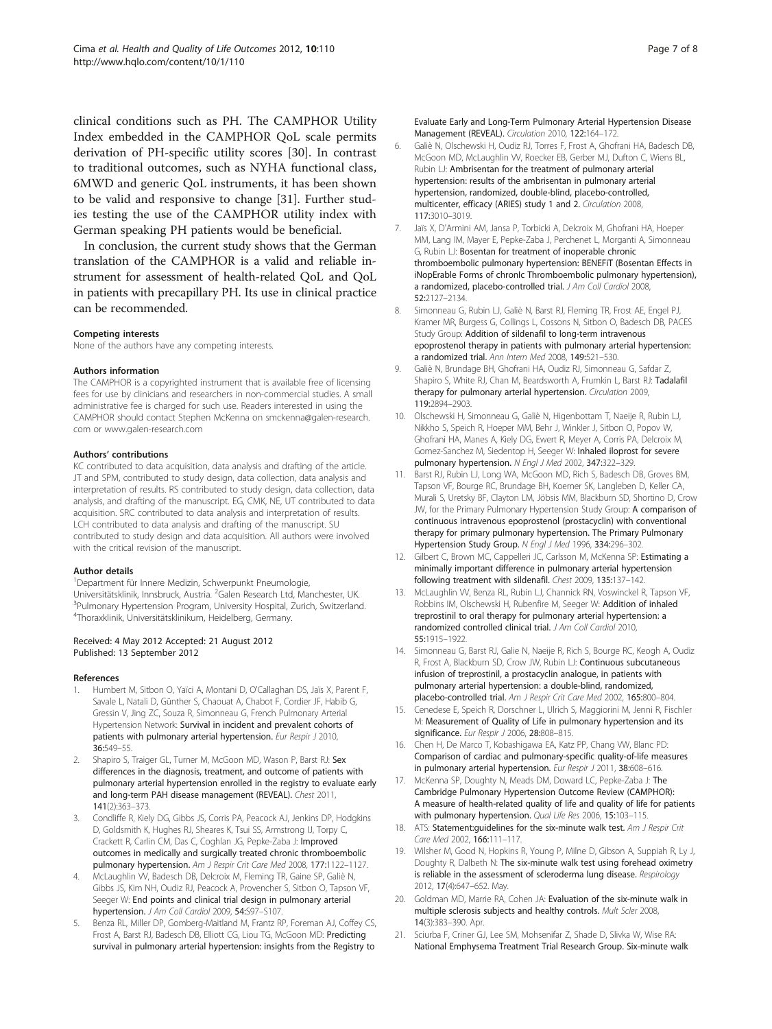clinical conditions such as PH. The CAMPHOR Utility Index embedded in the CAMPHOR QoL scale permits derivation of PH-specific utility scores [30]. In contrast to traditional outcomes, such as NYHA functional class, 6MWD and generic QoL instruments, it has been shown to be valid and responsive to change [31]. Further studies testing the use of the CAMPHOR utility index with German speaking PH patients would be beneficial.

In conclusion, the current study shows that the German translation of the CAMPHOR is a valid and reliable instrument for assessment of health-related QoL and QoL in patients with precapillary PH. Its use in clinical practice can be recommended.

#### Competing interests

None of the authors have any competing interests.

#### Authors information

The CAMPHOR is a copyrighted instrument that is available free of licensing fees for use by clinicians and researchers in non-commercial studies. A small administrative fee is charged for such use. Readers interested in using the CAMPHOR should contact Stephen McKenna on smckenna@galen-research.com or www.galen-research.com

#### Authors' contributions

KC contributed to data acquisition, data analysis and drafting of the article. JT and SPM, contributed to study design, data collection, data analysis and interpretation of results. RS contributed to study design, data collection, data analysis, and drafting of the manuscript. EG, CMK, NE, UT contributed to data acquisition. SRC contributed to data analysis and interpretation of results. LCH contributed to data analysis and drafting of the manuscript. SU contributed to study design and data acquisition. All authors were involved with the critical revision of the manuscript.

#### Author details

[1]Department für Innere Medizin, Schwerpunkt Pneumologie, Universitätsklinik, Innsbruck, Austria. [2]Galen Research Ltd, Manchester, UK. [3]Pulmonary Hypertension Program, University Hospital, Zurich, Switzerland. [4]Thoraxklinik, Universitätsklinikum, Heidelberg, Germany.

Received: 4 May 2012 Accepted: 21 August 2012
Published: 13 September 2012

#### References

1. Humbert M, Sitbon O, Yaïci A, Montani D, O'Callaghan DS, Jaïs X, Parent F, Savale L, Natali D, Günther S, Chaouat A, Chabot F, Cordier JF, Habib G, Gressin V, Jing ZC, Souza R, Simonneau G, French Pulmonary Arterial Hypertension Network: **Survival in incident and prevalent cohorts of patients with pulmonary arterial hypertension.** *Eur Respir J* 2010, **36:**549–55.
2. Shapiro S, Traiger GL, Turner M, McGoon MD, Wason P, Barst RJ: **Sex differences in the diagnosis, treatment, and outcome of patients with pulmonary arterial hypertension enrolled in the registry to evaluate early and long-term PAH disease management (REVEAL).** *Chest* 2011, **141**(2):363–373.
3. Condliffe R, Kiely DG, Gibbs JS, Corris PA, Peacock AJ, Jenkins DP, Hodgkins D, Goldsmith K, Hughes RJ, Sheares K, Tsui SS, Armstrong IJ, Torpy C, Crackett R, Carlin CM, Das C, Coghlan JG, Pepke-Zaba J: **Improved outcomes in medically and surgically treated chronic thromboembolic pulmonary hypertension.** *Am J Respir Crit Care Med* 2008, **177:**1122–1127.
4. McLaughlin VV, Badesch DB, Delcroix M, Fleming TR, Gaine SP, Galiè N, Gibbs JS, Kim NH, Oudiz RJ, Peacock A, Provencher S, Sitbon O, Tapson VF, Seeger W: **End points and clinical trial design in pulmonary arterial hypertension.** *J Am Coll Cardiol* 2009, **54:**S97–S107.
5. Benza RL, Miller DP, Gomberg-Maitland M, Frantz RP, Foreman AJ, Coffey CS, Frost A, Barst RJ, Badesch DB, Elliott CG, Liou TG, McGoon MD: **Predicting survival in pulmonary arterial hypertension: insights from the Registry to Evaluate Early and Long-Term Pulmonary Arterial Hypertension Disease Management (REVEAL).** *Circulation* 2010, **122:**164–172.
6. Galiè N, Olschewski H, Oudiz RJ, Torres F, Frost A, Ghofrani HA, Badesch DB, McGoon MD, McLaughlin VV, Roecker EB, Gerber MJ, Dufton C, Wiens BL, Rubin LJ: **Ambrisentan for the treatment of pulmonary arterial hypertension: results of the ambrisentan in pulmonary arterial hypertension, randomized, double-blind, placebo-controlled, multicenter, efficacy (ARIES) study 1 and 2.** *Circulation* 2008, **117:**3010–3019.
7. Jaïs X, D'Armini AM, Jansa P, Torbicki A, Delcroix M, Ghofrani HA, Hoeper MM, Lang IM, Mayer E, Pepke-Zaba J, Perchenet L, Morganti A, Simonneau G, Rubin LJ: **Bosentan for treatment of inoperable chronic thromboembolic pulmonary hypertension: BENEFiT (Bosentan Effects in iNopErable Forms of chronIc Thromboembolic pulmonary hypertension), a randomized, placebo-controlled trial.** *J Am Coll Cardiol* 2008, **52:**2127–2134.
8. Simonneau G, Rubin LJ, Galiè N, Barst RJ, Fleming TR, Frost AE, Engel PJ, Kramer MR, Burgess G, Collings L, Cossons N, Sitbon O, Badesch DB, PACES Study Group: **Addition of sildenafil to long-term intravenous epoprostenol therapy in patients with pulmonary arterial hypertension: a randomized trial.** *Ann Intern Med* 2008, **149:**521–530.
9. Galiè N, Brundage BH, Ghofrani HA, Oudiz RJ, Simonneau G, Safdar Z, Shapiro S, White RJ, Chan M, Beardsworth A, Frumkin L, Barst RJ: **Tadalafil therapy for pulmonary arterial hypertension.** *Circulation* 2009, **119:**2894–2903.
10. Olschewski H, Simonneau G, Galiè N, Higenbottam T, Naeije R, Rubin LJ, Nikkho S, Speich R, Hoeper MM, Behr J, Winkler J, Sitbon O, Popov W, Ghofrani HA, Manes A, Kiely DG, Ewert R, Meyer A, Corris PA, Delcroix M, Gomez-Sanchez M, Siedentop H, Seeger W: **Inhaled iloprost for severe pulmonary hypertension.** *N Engl J Med* 2002, **347:**322–329.
11. Barst RJ, Rubin LJ, Long WA, McGoon MD, Rich S, Badesch DB, Groves BM, Tapson VF, Bourge RC, Brundage BH, Koerner SK, Langleben D, Keller CA, Murali S, Uretsky BF, Clayton LM, Jöbsis MM, Blackburn SD, Shortino D, Crow JW, for the Primary Pulmonary Hypertension Study Group: **A comparison of continuous intravenous epoprostenol (prostacyclin) with conventional therapy for primary pulmonary hypertension. The Primary Pulmonary Hypertension Study Group.** *N Engl J Med* 1996, **334:**296–302.
12. Gilbert C, Brown MC, Cappelleri JC, Carlsson M, McKenna SP: **Estimating a minimally important difference in pulmonary arterial hypertension following treatment with sildenafil.** *Chest* 2009, **135:**137–142.
13. McLaughlin VV, Benza RL, Rubin LJ, Channick RN, Voswinckel R, Tapson VF, Robbins IM, Olschewski H, Rubenfire M, Seeger W: **Addition of inhaled treprostinil to oral therapy for pulmonary arterial hypertension: a randomized controlled clinical trial.** *J Am Coll Cardiol* 2010, **55:**1915–1922.
14. Simonneau G, Barst RJ, Galie N, Naeije R, Rich S, Bourge RC, Keogh A, Oudiz R, Frost A, Blackburn SD, Crow JW, Rubin LJ: **Continuous subcutaneous infusion of treprostinil, a prostacyclin analogue, in patients with pulmonary arterial hypertension: a double-blind, randomized, placebo-controlled trial.** *Am J Respir Crit Care Med* 2002, **165:**800–804.
15. Cenedese E, Speich R, Dorschner L, Ulrich S, Maggiorini M, Jenni R, Fischler M: **Measurement of Quality of Life in pulmonary hypertension and its significance.** *Eur Respir J* 2006, **28:**808–815.
16. Chen H, De Marco T, Kobashigawa EA, Katz PP, Chang VW, Blanc PD: **Comparison of cardiac and pulmonary-specific quality-of-life measures in pulmonary arterial hypertension.** *Eur Respir J* 2011, **38:**608–616.
17. McKenna SP, Doughty N, Meads DM, Doward LC, Pepke-Zaba J: **The Cambridge Pulmonary Hypertension Outcome Review (CAMPHOR): A measure of health-related quality of life and quality of life for patients with pulmonary hypertension.** *Qual Life Res* 2006, **15:**103–115.
18. ATS: **Statement:guidelines for the six-minute walk test.** *Am J Respir Crit Care Med* 2002, **166:**111–117.
19. Wilsher M, Good N, Hopkins R, Young P, Milne D, Gibson A, Suppiah R, Ly J, Doughty R, Dalbeth N: **The six-minute walk test using forehead oximetry is reliable in the assessment of scleroderma lung disease.** *Respirology* 2012, **17**(4):647–652. May.
20. Goldman MD, Marrie RA, Cohen JA: **Evaluation of the six-minute walk in multiple sclerosis subjects and healthy controls.** *Mult Scler* 2008, **14**(3):383–390. Apr.
21. Sciurba F, Criner GJ, Lee SM, Mohsenifar Z, Shade D, Slivka W, Wise RA: **National Emphysema Treatment Trial Research Group. Six-minute walk**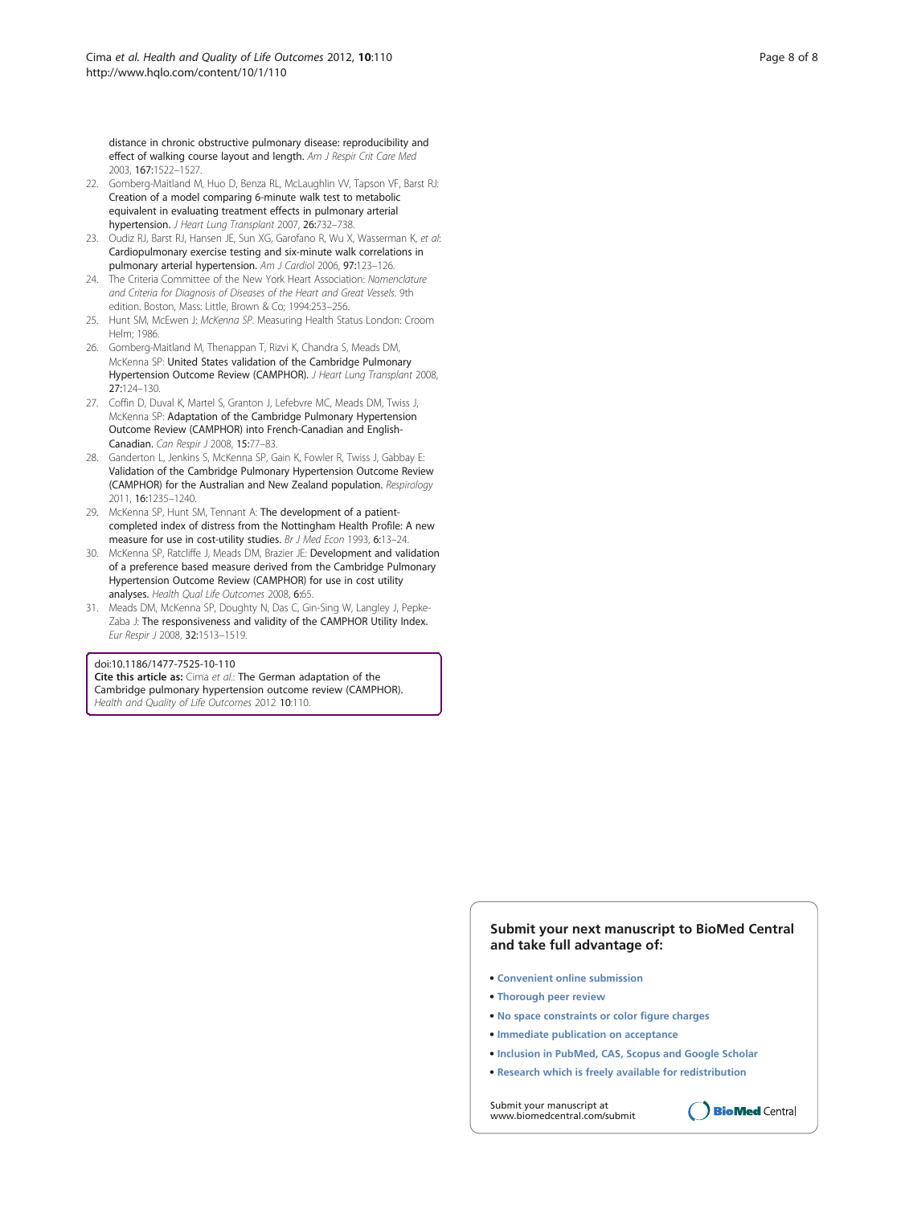distance in chronic obstructive pulmonary disease: reproducibility and effect of walking course layout and length. *Am J Respir Crit Care Med* 2003, **167**:1522–1527.

22. Gomberg-Maitland M, Huo D, Benza RL, McLaughlin VV, Tapson VF, Barst RJ: Creation of a model comparing 6-minute walk test to metabolic equivalent in evaluating treatment effects in pulmonary arterial hypertension. *J Heart Lung Transplant* 2007, **26**:732–738.
23. Oudiz RJ, Barst RJ, Hansen JE, Sun XG, Garofano R, Wu X, Wasserman K, *et al*: Cardiopulmonary exercise testing and six-minute walk correlations in pulmonary arterial hypertension. *Am J Cardiol* 2006, **97**:123–126.
24. The Criteria Committee of the New York Heart Association: *Nomenclature and Criteria for Diagnosis of Diseases of the Heart and Great Vessels*. 9th edition. Boston, Mass: Little, Brown & Co; 1994:253–256.
25. Hunt SM, McEwen J: *McKenna SP*. Measuring Health Status London: Croom Helm; 1986.
26. Gomberg-Maitland M, Thenappan T, Rizvi K, Chandra S, Meads DM, McKenna SP: United States validation of the Cambridge Pulmonary Hypertension Outcome Review (CAMPHOR). *J Heart Lung Transplant* 2008, **27**:124–130.
27. Coffin D, Duval K, Martel S, Granton J, Lefebvre MC, Meads DM, Twiss J, McKenna SP: Adaptation of the Cambridge Pulmonary Hypertension Outcome Review (CAMPHOR) into French-Canadian and English-Canadian. *Can Respir J* 2008, **15**:77–83.
28. Ganderton L, Jenkins S, McKenna SP, Gain K, Fowler R, Twiss J, Gabbay E: Validation of the Cambridge Pulmonary Hypertension Outcome Review (CAMPHOR) for the Australian and New Zealand population. *Respirology* 2011, **16**:1235–1240.
29. McKenna SP, Hunt SM, Tennant A: The development of a patient-completed index of distress from the Nottingham Health Profile: A new measure for use in cost-utility studies. *Br J Med Econ* 1993, **6**:13–24.
30. McKenna SP, Ratcliffe J, Meads DM, Brazier JE: Development and validation of a preference based measure derived from the Cambridge Pulmonary Hypertension Outcome Review (CAMPHOR) for use in cost utility analyses. *Health Qual Life Outcomes* 2008, **6**:65.
31. Meads DM, McKenna SP, Doughty N, Das C, Gin-Sing W, Langley J, Pepke-Zaba J: The responsiveness and validity of the CAMPHOR Utility Index. *Eur Respir J* 2008, **32**:1513–1519.

doi:10.1186/1477-7525-10-110

**Cite this article as:** Cima *et al.*: The German adaptation of the Cambridge pulmonary hypertension outcome review (CAMPHOR). *Health and Quality of Life Outcomes* 2012 **10**:110.

**Submit your next manuscript to BioMed Central and take full advantage of:**

- **Convenient online submission**
- **Thorough peer review**
- **No space constraints or color figure charges**
- **Immediate publication on acceptance**
- **Inclusion in PubMed, CAS, Scopus and Google Scholar**
- **Research which is freely available for redistribution**

Submit your manuscript at www.biomedcentral.com/submit

BioMed Central